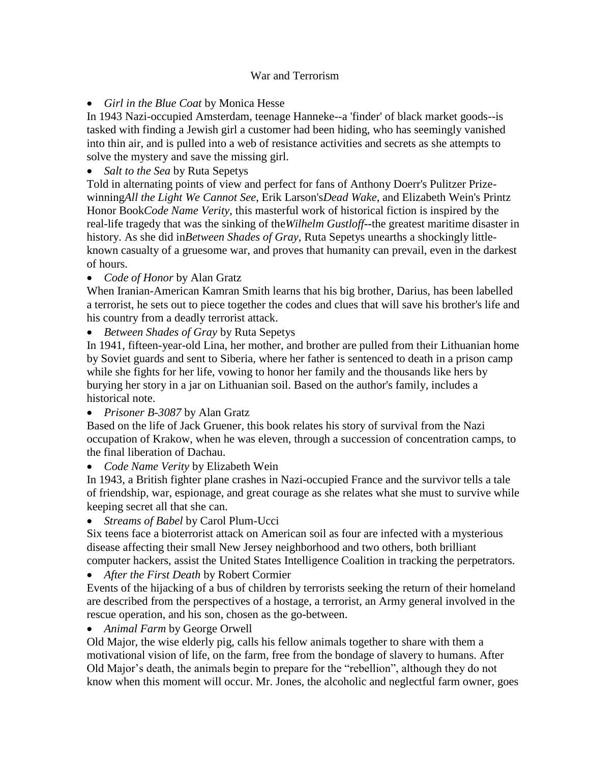# War and Terrorism

- *Girl in the Blue Coat* by Monica Hesse

In 1943 Nazi-occupied Amsterdam, teenage Hanneke--a 'finder' of black market goods--is tasked with finding a Jewish girl a customer had been hiding, who has seemingly vanished into thin air, and is pulled into a web of resistance activities and secrets as she attempts to solve the mystery and save the missing girl.

- *Salt to the Sea* by Ruta Sepetys

Told in alternating points of view and perfect for fans of Anthony Doerr's Pulitzer Prize-winning*All the Light We Cannot See*, Erik Larson's*Dead Wake*, and Elizabeth Wein's Printz Honor Book*Code Name Verity*, this masterful work of historical fiction is inspired by the real-life tragedy that was the sinking of the*Wilhelm Gustloff*--the greatest maritime disaster in history. As she did in*Between Shades of Gray*, Ruta Sepetys unearths a shockingly little-known casualty of a gruesome war, and proves that humanity can prevail, even in the darkest of hours.

- *Code of Honor* by Alan Gratz

When Iranian-American Kamran Smith learns that his big brother, Darius, has been labelled a terrorist, he sets out to piece together the codes and clues that will save his brother's life and his country from a deadly terrorist attack.

- *Between Shades of Gray* by Ruta Sepetys

In 1941, fifteen-year-old Lina, her mother, and brother are pulled from their Lithuanian home by Soviet guards and sent to Siberia, where her father is sentenced to death in a prison camp while she fights for her life, vowing to honor her family and the thousands like hers by burying her story in a jar on Lithuanian soil. Based on the author's family, includes a historical note.

- *Prisoner B-3087* by Alan Gratz

Based on the life of Jack Gruener, this book relates his story of survival from the Nazi occupation of Krakow, when he was eleven, through a succession of concentration camps, to the final liberation of Dachau.

- *Code Name Verity* by Elizabeth Wein

In 1943, a British fighter plane crashes in Nazi-occupied France and the survivor tells a tale of friendship, war, espionage, and great courage as she relates what she must to survive while keeping secret all that she can.

- *Streams of Babel* by Carol Plum-Ucci

Six teens face a bioterrorist attack on American soil as four are infected with a mysterious disease affecting their small New Jersey neighborhood and two others, both brilliant computer hackers, assist the United States Intelligence Coalition in tracking the perpetrators.

- *After the First Death* by Robert Cormier

Events of the hijacking of a bus of children by terrorists seeking the return of their homeland are described from the perspectives of a hostage, a terrorist, an Army general involved in the rescue operation, and his son, chosen as the go-between.

- *Animal Farm* by George Orwell

Old Major, the wise elderly pig, calls his fellow animals together to share with them a motivational vision of life, on the farm, free from the bondage of slavery to humans. After Old Major's death, the animals begin to prepare for the "rebellion", although they do not know when this moment will occur. Mr. Jones, the alcoholic and neglectful farm owner, goes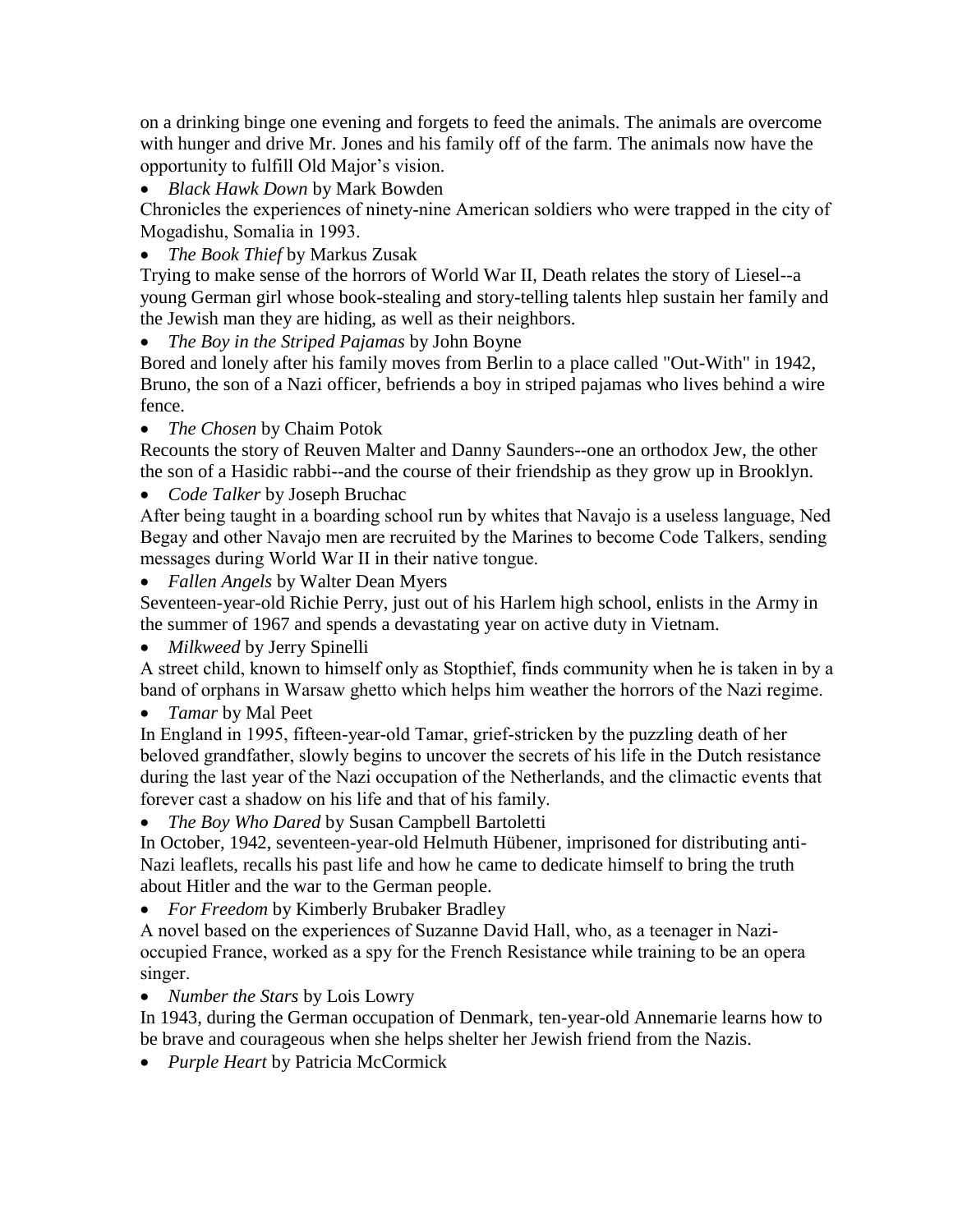on a drinking binge one evening and forgets to feed the animals. The animals are overcome with hunger and drive Mr. Jones and his family off of the farm. The animals now have the opportunity to fulfill Old Major's vision.

- *Black Hawk Down* by Mark Bowden

Chronicles the experiences of ninety-nine American soldiers who were trapped in the city of Mogadishu, Somalia in 1993.

- *The Book Thief* by Markus Zusak

Trying to make sense of the horrors of World War II, Death relates the story of Liesel--a young German girl whose book-stealing and story-telling talents hlep sustain her family and the Jewish man they are hiding, as well as their neighbors.

- *The Boy in the Striped Pajamas* by John Boyne

Bored and lonely after his family moves from Berlin to a place called "Out-With" in 1942, Bruno, the son of a Nazi officer, befriends a boy in striped pajamas who lives behind a wire fence.

- *The Chosen* by Chaim Potok

Recounts the story of Reuven Malter and Danny Saunders--one an orthodox Jew, the other the son of a Hasidic rabbi--and the course of their friendship as they grow up in Brooklyn.

- *Code Talker* by Joseph Bruchac

After being taught in a boarding school run by whites that Navajo is a useless language, Ned Begay and other Navajo men are recruited by the Marines to become Code Talkers, sending messages during World War II in their native tongue.

- *Fallen Angels* by Walter Dean Myers

Seventeen-year-old Richie Perry, just out of his Harlem high school, enlists in the Army in the summer of 1967 and spends a devastating year on active duty in Vietnam.

- *Milkweed* by Jerry Spinelli

A street child, known to himself only as Stopthief, finds community when he is taken in by a band of orphans in Warsaw ghetto which helps him weather the horrors of the Nazi regime.

- *Tamar* by Mal Peet

In England in 1995, fifteen-year-old Tamar, grief-stricken by the puzzling death of her beloved grandfather, slowly begins to uncover the secrets of his life in the Dutch resistance during the last year of the Nazi occupation of the Netherlands, and the climactic events that forever cast a shadow on his life and that of his family.

- *The Boy Who Dared* by Susan Campbell Bartoletti

In October, 1942, seventeen-year-old Helmuth Hübener, imprisoned for distributing anti-Nazi leaflets, recalls his past life and how he came to dedicate himself to bring the truth about Hitler and the war to the German people.

- *For Freedom* by Kimberly Brubaker Bradley

A novel based on the experiences of Suzanne David Hall, who, as a teenager in Nazi-occupied France, worked as a spy for the French Resistance while training to be an opera singer.

- *Number the Stars* by Lois Lowry

In 1943, during the German occupation of Denmark, ten-year-old Annemarie learns how to be brave and courageous when she helps shelter her Jewish friend from the Nazis.

- *Purple Heart* by Patricia McCormick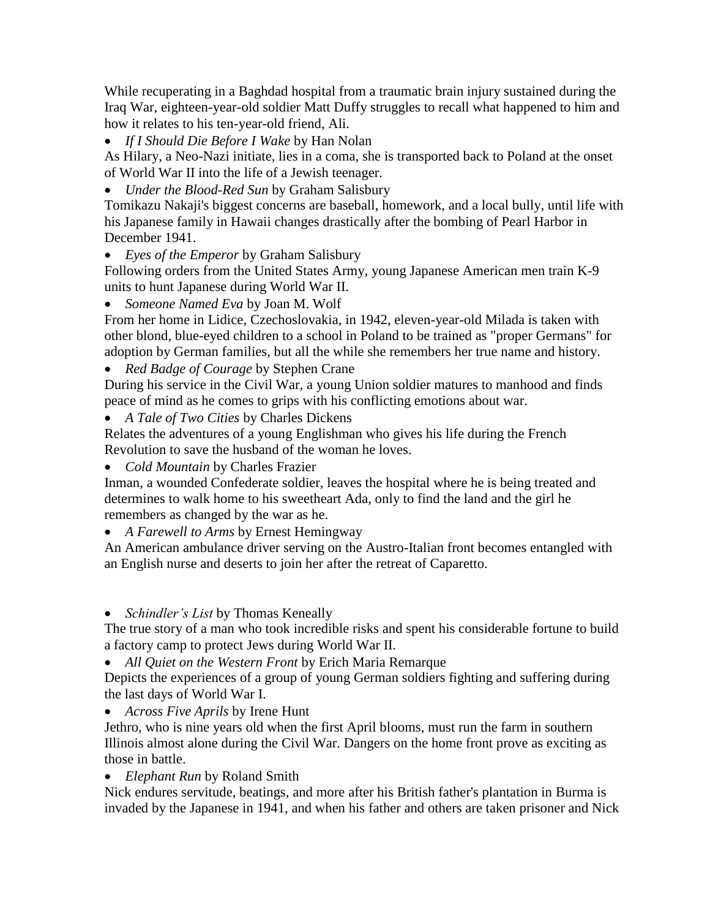While recuperating in a Baghdad hospital from a traumatic brain injury sustained during the Iraq War, eighteen-year-old soldier Matt Duffy struggles to recall what happened to him and how it relates to his ten-year-old friend, Ali.

- *If I Should Die Before I Wake* by Han Nolan

As Hilary, a Neo-Nazi initiate, lies in a coma, she is transported back to Poland at the onset of World War II into the life of a Jewish teenager.

- *Under the Blood-Red Sun* by Graham Salisbury

Tomikazu Nakaji's biggest concerns are baseball, homework, and a local bully, until life with his Japanese family in Hawaii changes drastically after the bombing of Pearl Harbor in December 1941.

- *Eyes of the Emperor* by Graham Salisbury

Following orders from the United States Army, young Japanese American men train K-9 units to hunt Japanese during World War II.

- *Someone Named Eva* by Joan M. Wolf

From her home in Lidice, Czechoslovakia, in 1942, eleven-year-old Milada is taken with other blond, blue-eyed children to a school in Poland to be trained as "proper Germans" for adoption by German families, but all the while she remembers her true name and history.

- *Red Badge of Courage* by Stephen Crane

During his service in the Civil War, a young Union soldier matures to manhood and finds peace of mind as he comes to grips with his conflicting emotions about war.

- *A Tale of Two Cities* by Charles Dickens

Relates the adventures of a young Englishman who gives his life during the French Revolution to save the husband of the woman he loves.

- *Cold Mountain* by Charles Frazier

Inman, a wounded Confederate soldier, leaves the hospital where he is being treated and determines to walk home to his sweetheart Ada, only to find the land and the girl he remembers as changed by the war as he.

- *A Farewell to Arms* by Ernest Hemingway

An American ambulance driver serving on the Austro-Italian front becomes entangled with an English nurse and deserts to join her after the retreat of Caparetto.

- *Schindler's List* by Thomas Keneally

The true story of a man who took incredible risks and spent his considerable fortune to build a factory camp to protect Jews during World War II.

- *All Quiet on the Western Front* by Erich Maria Remarque

Depicts the experiences of a group of young German soldiers fighting and suffering during the last days of World War I.

- *Across Five Aprils* by Irene Hunt

Jethro, who is nine years old when the first April blooms, must run the farm in southern Illinois almost alone during the Civil War. Dangers on the home front prove as exciting as those in battle.

- *Elephant Run* by Roland Smith

Nick endures servitude, beatings, and more after his British father's plantation in Burma is invaded by the Japanese in 1941, and when his father and others are taken prisoner and Nick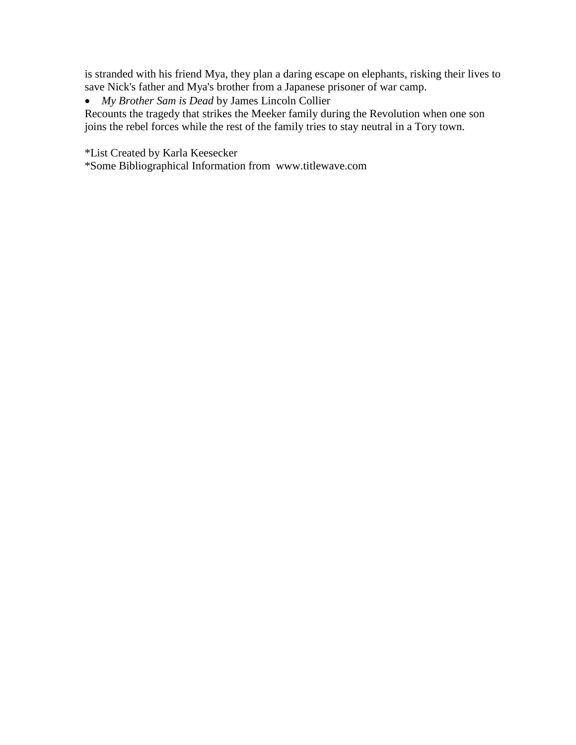is stranded with his friend Mya, they plan a daring escape on elephants, risking their lives to save Nick's father and Mya's brother from a Japanese prisoner of war camp.

- *My Brother Sam is Dead* by James Lincoln Collier

Recounts the tragedy that strikes the Meeker family during the Revolution when one son joins the rebel forces while the rest of the family tries to stay neutral in a Tory town.

*List Created by Karla Keesecker
*Some Bibliographical Information from www.titlewave.com